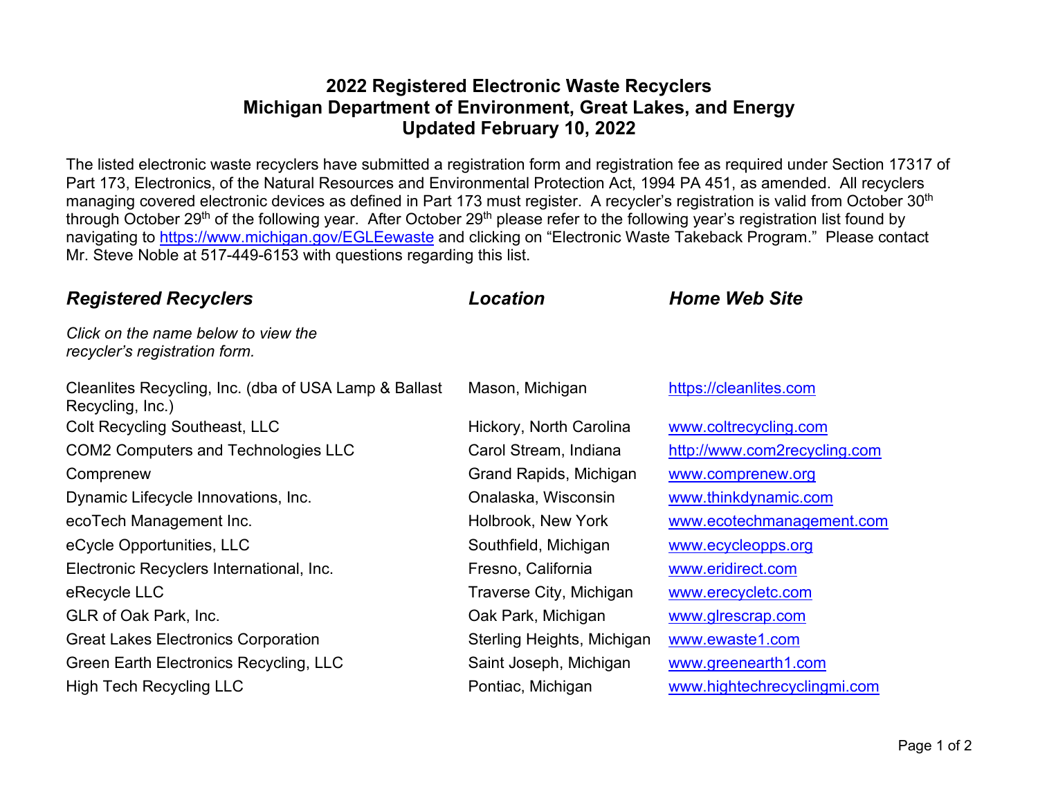# 2022 Registered Electronic Waste Recyclers
# Michigan Department of Environment, Great Lakes, and Energy
# Updated February 10, 2022

The listed electronic waste recyclers have submitted a registration form and registration fee as required under Section 17317 of Part 173, Electronics, of the Natural Resources and Environmental Protection Act, 1994 PA 451, as amended. All recyclers managing covered electronic devices as defined in Part 173 must register. A recycler's registration is valid from October 30th through October 29th of the following year. After October 29th please refer to the following year's registration list found by navigating to [https://www.michigan.gov/EGLEewaste](https://www.michigan.gov/EGLEewaste) and clicking on "Electronic Waste Takeback Program." Please contact Mr. Steve Noble at 517-449-6153 with questions regarding this list.

| ***Registered Recyclers*** | ***Location*** | ***Home Web Site*** |
| --- | --- | --- |
| *Click on the name below to view the recycler's registration form.* | | |
| Cleanlites Recycling, Inc. (dba of USA Lamp & Ballast Recycling, Inc.) | Mason, Michigan | [https://cleanlites.com](https://cleanlites.com) |
| Colt Recycling Southeast, LLC | Hickory, North Carolina | [www.coltrecycling.com](www.coltrecycling.com) |
| COM2 Computers and Technologies LLC | Carol Stream, Indiana | [http://www.com2recycling.com](http://www.com2recycling.com) |
| Comprenew | Grand Rapids, Michigan | [www.comprenew.org](www.comprenew.org) |
| Dynamic Lifecycle Innovations, Inc. | Onalaska, Wisconsin | [www.thinkdynamic.com](www.thinkdynamic.com) |
| ecoTech Management Inc. | Holbrook, New York | [www.ecotechmanagement.com](www.ecotechmanagement.com) |
| eCycle Opportunities, LLC | Southfield, Michigan | [www.ecycleopps.org](www.ecycleopps.org) |
| Electronic Recyclers International, Inc. | Fresno, California | [www.eridirect.com](www.eridirect.com) |
| eRecycle LLC | Traverse City, Michigan | [www.erecycletc.com](www.erecycletc.com) |
| GLR of Oak Park, Inc. | Oak Park, Michigan | [www.glrescrap.com](www.glrescrap.com) |
| Great Lakes Electronics Corporation | Sterling Heights, Michigan | [www.ewaste1.com](www.ewaste1.com) |
| Green Earth Electronics Recycling, LLC | Saint Joseph, Michigan | [www.greenearth1.com](www.greenearth1.com) |
| High Tech Recycling LLC | Pontiac, Michigan | [www.hightechrecyclingmi.com](www.hightechrecyclingmi.com) |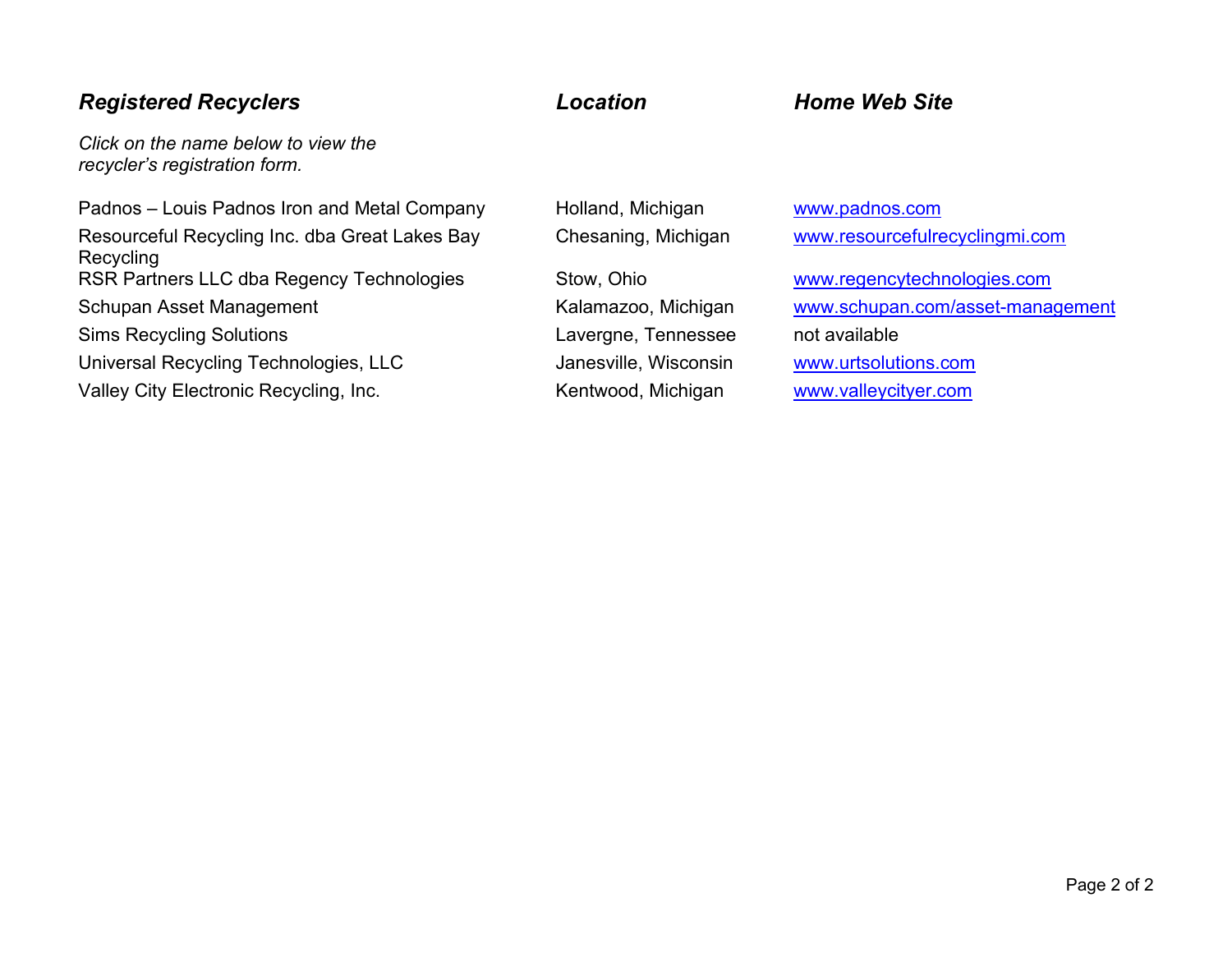| *Registered Recyclers* | *Location* | *Home Web Site* |
|---|---|---|
| *Click on the name below to view the recycler's registration form.* | | |
| Padnos – Louis Padnos Iron and Metal Company | Holland, Michigan | www.padnos.com |
| Resourceful Recycling Inc. dba Great Lakes Bay Recycling | Chesaning, Michigan | www.resourcefulrecyclingmi.com |
| RSR Partners LLC dba Regency Technologies | Stow, Ohio | www.regencytechnologies.com |
| Schupan Asset Management | Kalamazoo, Michigan | www.schupan.com/asset-management |
| Sims Recycling Solutions | Lavergne, Tennessee | not available |
| Universal Recycling Technologies, LLC | Janesville, Wisconsin | www.urtsolutions.com |
| Valley City Electronic Recycling, Inc. | Kentwood, Michigan | www.valleycityer.com |